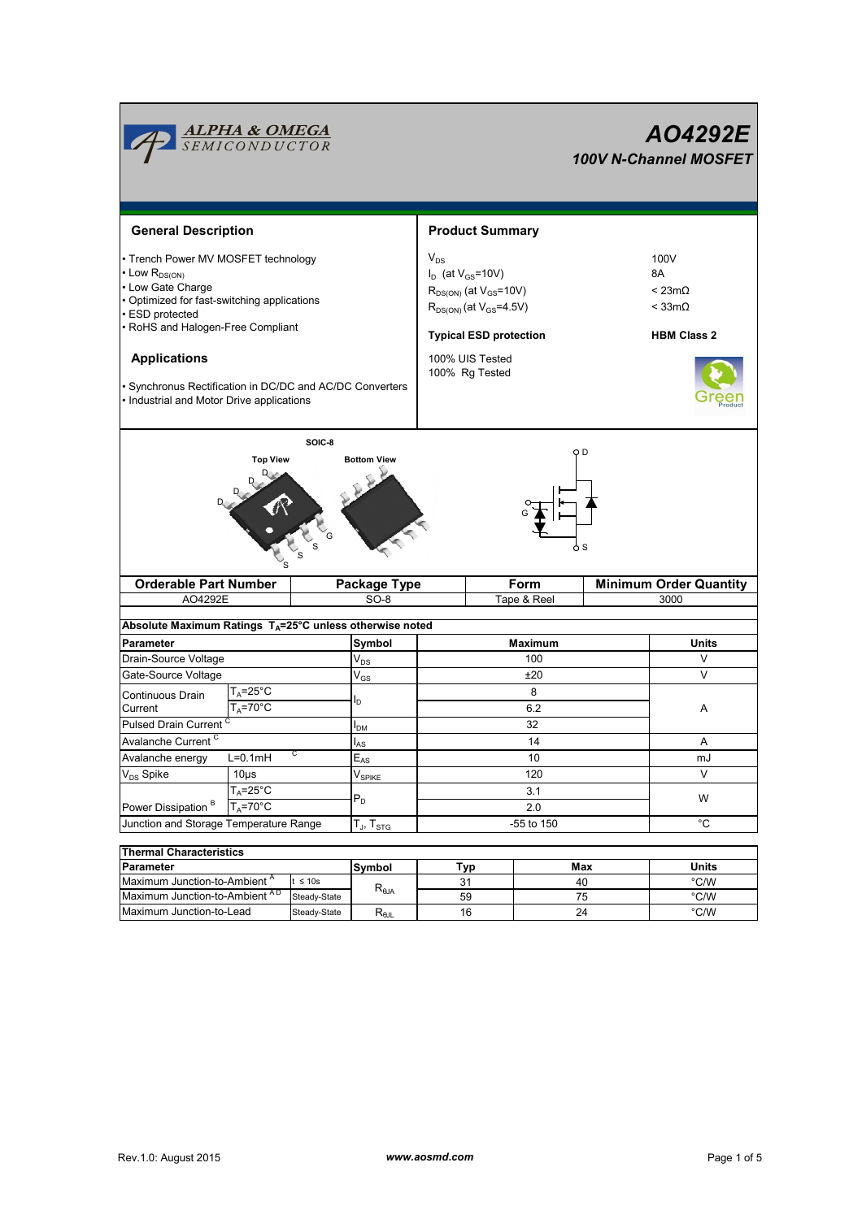# AO4292E

## 100V N-Channel MOSFET

## General Description

- Trench Power MV MOSFET technology
- Low $R_{DS(ON)}$
- Low Gate Charge
- Optimized for fast-switching applications
- ESD protected
- RoHS and Halogen-Free Compliant

## Applications

- Synchrnous Rectification in DC/DC and AC/DC Converters
- Industrial and Motor Drive applications

## Product Summary

| | |
|---|---|
| $V_{DS}$ | 100V |
| $I_D$ (at $V_{GS}$=10V) | 8A |
| $R_{DS(ON)}$ (at $V_{GS}$=10V) | < 23mΩ |
| $R_{DS(ON)}$ (at $V_{GS}$=4.5V) | < 33mΩ |
| **Typical ESD protection** | **HBM Class 2** |

100% UIS Tested
100% Rg Tested

SOIC-8

Top View / Bottom View

| Orderable Part Number | Package Type | Form | Minimum Order Quantity |
|---|---|---|---|
| AO4292E | SO-8 | Tape & Reel | 3000 |

**Absolute Maximum Ratings $T_A$=25°C unless otherwise noted**

| Parameter | | Symbol | Maximum | Units |
|---|---|---|---|---|
| Drain-Source Voltage | | $V_{DS}$ | 100 | V |
| Gate-Source Voltage | | $V_{GS}$ | ±20 | V |
| Continuous Drain Current | $T_A$=25°C | $I_D$ | 8 | A |
| | $T_A$=70°C | | 6.2 | |
| Pulsed Drain Current [C] | | $I_{DM}$ | 32 | |
| Avalanche Current [C] | | $I_{AS}$ | 14 | A |
| Avalanche energy | L=0.1mH [C] | $E_{AS}$ | 10 | mJ |
| $V_{DS}$ Spike | 10µs | $V_{SPIKE}$ | 120 | V |
| Power Dissipation [B] | $T_A$=25°C | $P_D$ | 3.1 | W |
| | $T_A$=70°C | | 2.0 | |
| Junction and Storage Temperature Range | | $T_J$, $T_{STG}$ | -55 to 150 | °C |

**Thermal Characteristics**

| Parameter | | Symbol | Typ | Max | Units |
|---|---|---|---|---|---|
| Maximum Junction-to-Ambient [A] | t ≤ 10s | $R_{\theta JA}$ | 31 | 40 | °C/W |
| Maximum Junction-to-Ambient [A D] | Steady-State | | 59 | 75 | °C/W |
| Maximum Junction-to-Lead | Steady-State | $R_{\theta JL}$ | 16 | 24 | °C/W |

Rev.1.0: August 2015 www.aosmd.com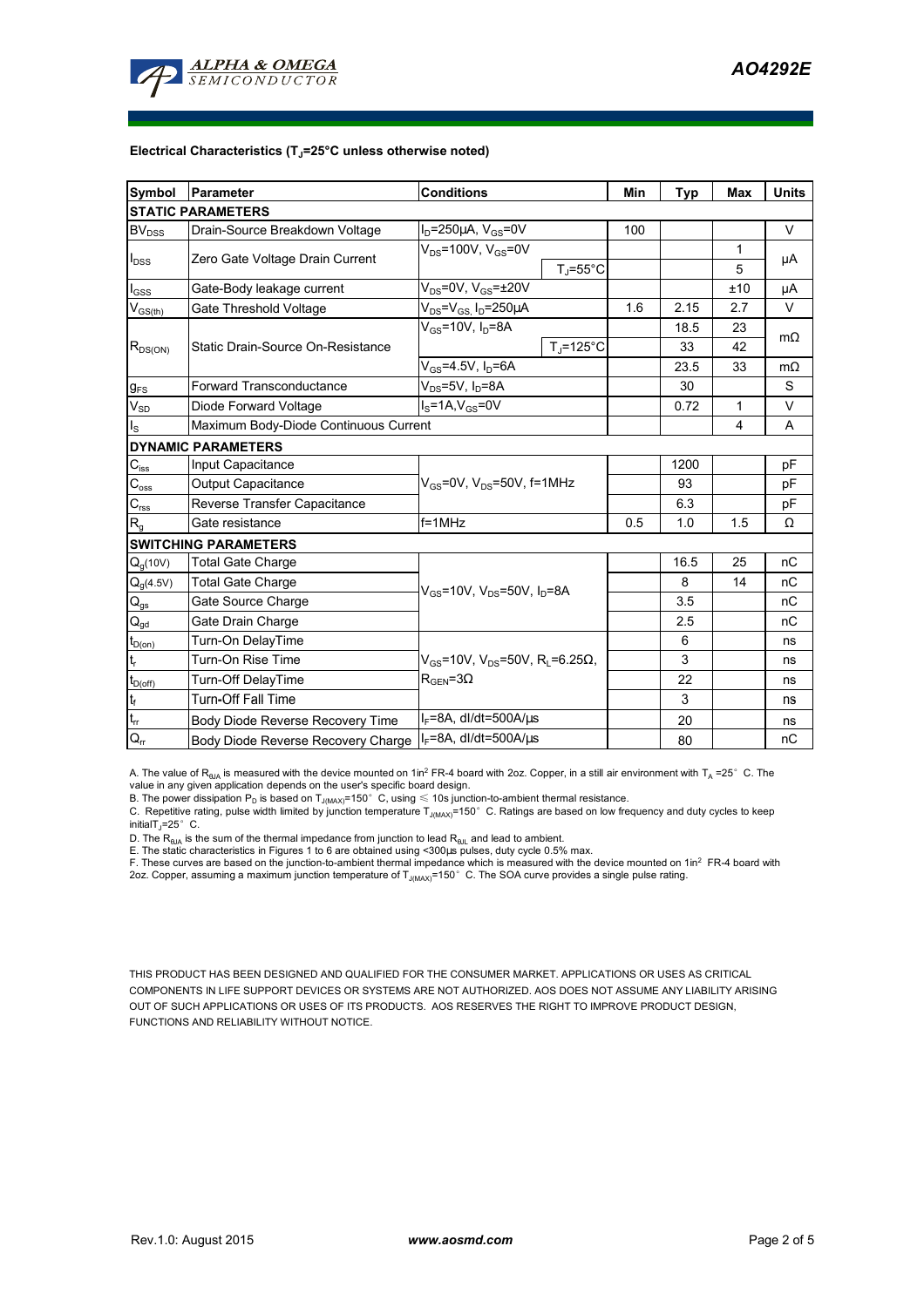**Electrical Characteristics ($T_J$=25°C unless otherwise noted)**

| Symbol | Parameter | Conditions | | Min | Typ | Max | Units |
|---|---|---|---|---|---|---|---|
| **STATIC PARAMETERS** | | | | | | | |
| $BV_{DSS}$ | Drain-Source Breakdown Voltage | $I_D$=250µA, $V_{GS}$=0V | | 100 | | | V |
| $I_{DSS}$ | Zero Gate Voltage Drain Current | $V_{DS}$=100V, $V_{GS}$=0V | | | | 1 | µA |
| | | | $T_J$=55°C | | | 5 | |
| $I_{GSS}$ | Gate-Body leakage current | $V_{DS}$=0V, $V_{GS}$=±20V | | | | ±10 | µA |
| $V_{GS(th)}$ | Gate Threshold Voltage | $V_{DS}$=$V_{GS}$, $I_D$=250µA | | 1.6 | 2.15 | 2.7 | V |
| $R_{DS(ON)}$ | Static Drain-Source On-Resistance | $V_{GS}$=10V, $I_D$=8A | | | 18.5 | 23 | mΩ |
| | | | $T_J$=125°C | | 33 | 42 | |
| | | $V_{GS}$=4.5V, $I_D$=6A | | | 23.5 | 33 | mΩ |
| $g_{FS}$ | Forward Transconductance | $V_{DS}$=5V, $I_D$=8A | | | 30 | | S |
| $V_{SD}$ | Diode Forward Voltage | $I_S$=1A,$V_{GS}$=0V | | | 0.72 | 1 | V |
| $I_S$ | Maximum Body-Diode Continuous Current | | | | | 4 | A |
| **DYNAMIC PARAMETERS** | | | | | | | |
| $C_{iss}$ | Input Capacitance | $V_{GS}$=0V, $V_{DS}$=50V, f=1MHz | | | 1200 | | pF |
| $C_{oss}$ | Output Capacitance | | | | 93 | | pF |
| $C_{rss}$ | Reverse Transfer Capacitance | | | | 6.3 | | pF |
| $R_g$ | Gate resistance | f=1MHz | | 0.5 | 1.0 | 1.5 | Ω |
| **SWITCHING PARAMETERS** | | | | | | | |
| $Q_g$(10V) | Total Gate Charge | $V_{GS}$=10V, $V_{DS}$=50V, $I_D$=8A | | | 16.5 | 25 | nC |
| $Q_g$(4.5V) | Total Gate Charge | | | | 8 | 14 | nC |
| $Q_{gs}$ | Gate Source Charge | | | | 3.5 | | nC |
| $Q_{gd}$ | Gate Drain Charge | | | | 2.5 | | nC |
| $t_{D(on)}$ | Turn-On DelayTime | $V_{GS}$=10V, $V_{DS}$=50V, $R_L$=6.25Ω, $R_{GEN}$=3Ω | | | 6 | | ns |
| $t_r$ | Turn-On Rise Time | | | | 3 | | ns |
| $t_{D(off)}$ | Turn-Off DelayTime | | | | 22 | | ns |
| $t_f$ | Turn-Off Fall Time | | | | 3 | | ns |
| $t_{rr}$ | Body Diode Reverse Recovery Time | $I_F$=8A, dI/dt=500A/µs | | | 20 | | ns |
| $Q_{rr}$ | Body Diode Reverse Recovery Charge | $I_F$=8A, dI/dt=500A/µs | | | 80 | | nC |

A. The value of $R_{\theta JA}$ is measured with the device mounted on 1in² FR-4 board with 2oz. Copper, in a still air environment with $T_A$ =25°C. The value in any given application depends on the user's specific board design.
B. The power dissipation $P_D$ is based on $T_{J(MAX)}$=150°C, using ≤ 10s junction-to-ambient thermal resistance.
C. Repetitive rating, pulse width limited by junction temperature $T_{J(MAX)}$=150°C. Ratings are based on low frequency and duty cycles to keep initial$T_J$=25°C.
D. The $R_{\theta JA}$ is the sum of the thermal impedance from junction to lead $R_{\theta JL}$ and lead to ambient.
E. The static characteristics in Figures 1 to 6 are obtained using <300µs pulses, duty cycle 0.5% max.
F. These curves are based on the junction-to-ambient thermal impedance which is measured with the device mounted on 1in² FR-4 board with 2oz. Copper, assuming a maximum junction temperature of $T_{J(MAX)}$=150°C. The SOA curve provides a single pulse rating.

THIS PRODUCT HAS BEEN DESIGNED AND QUALIFIED FOR THE CONSUMER MARKET. APPLICATIONS OR USES AS CRITICAL COMPONENTS IN LIFE SUPPORT DEVICES OR SYSTEMS ARE NOT AUTHORIZED. AOS DOES NOT ASSUME ANY LIABILITY ARISING OUT OF SUCH APPLICATIONS OR USES OF ITS PRODUCTS. AOS RESERVES THE RIGHT TO IMPROVE PRODUCT DESIGN, FUNCTIONS AND RELIABILITY WITHOUT NOTICE.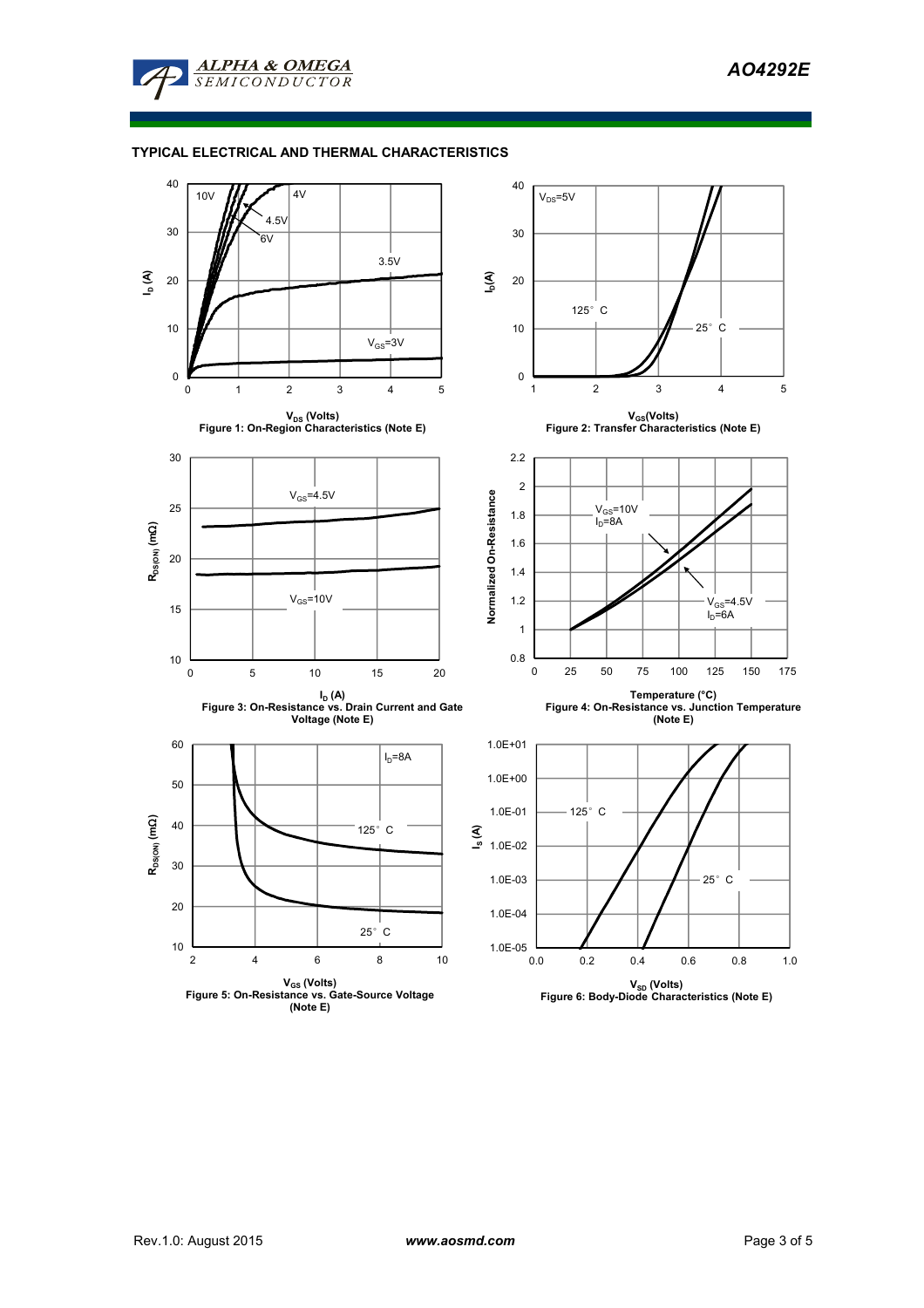## TYPICAL ELECTRICAL AND THERMAL CHARACTERISTICS

Figure 1: On-Region Characteristics (Note E)

Figure 2: Transfer Characteristics (Note E)

Figure 3: On-Resistance vs. Drain Current and Gate Voltage (Note E)

Figure 4: On-Resistance vs. Junction Temperature (Note E)

Figure 5: On-Resistance vs. Gate-Source Voltage (Note E)

Figure 6: Body-Diode Characteristics (Note E)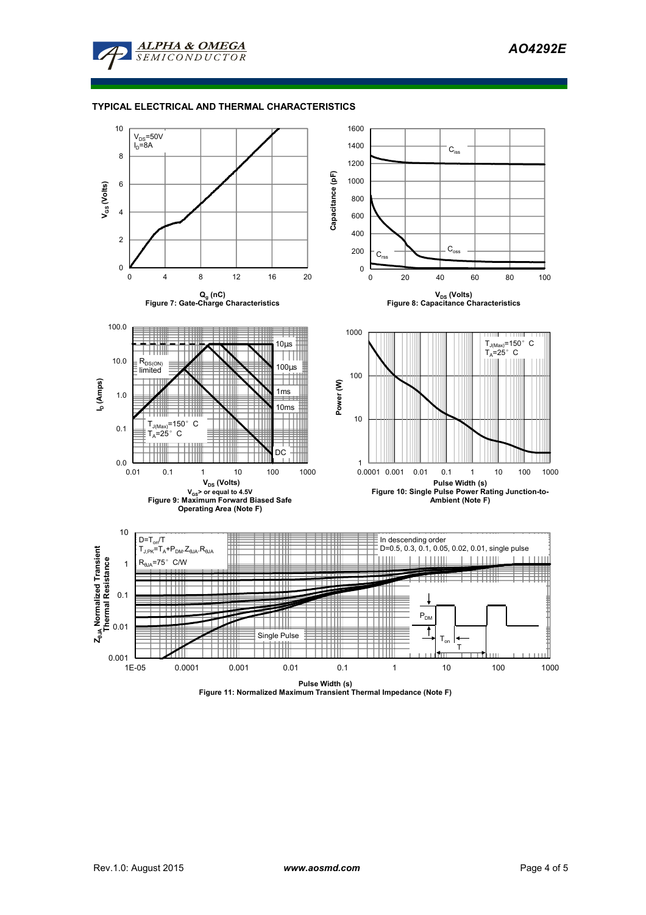## TYPICAL ELECTRICAL AND THERMAL CHARACTERISTICS

$V_{DS}$=50V
$I_D$=8A

$V_{GS}$ (Volts)

$Q_g$ (nC)

Figure 7: Gate-Charge Characteristics

Capacitance (pF)

$C_{iss}$

$C_{oss}$

$C_{rss}$

$V_{DS}$ (Volts)

Figure 8: Capacitance Characteristics

$I_D$ (Amps)

$R_{DS(ON)}$ limited

10µs

100µs

1ms

10ms

DC

$T_{J(Max)}$=150° C
$T_A$=25° C

$V_{DS}$ (Volts)

$V_{GS}$> or equal to 4.5V

Figure 9: Maximum Forward Biased Safe Operating Area (Note F)

Power (W)

$T_{J(Max)}$=150° C
$T_A$=25° C

Pulse Width (s)

Figure 10: Single Pulse Power Rating Junction-to-Ambient (Note F)

$Z_{\theta JA}$ Normalized Transient Thermal Resistance

$D=T_{on}/T$
$T_{J,PK}=T_A+P_{DM}.Z_{\theta JA}.R_{\theta JA}$
$R_{\theta JA}$=75° C/W

In descending order
D=0.5, 0.3, 0.1, 0.05, 0.02, 0.01, single pulse

Single Pulse

$P_{DM}$

$T_{on}$

T

Pulse Width (s)

Figure 11: Normalized Maximum Transient Thermal Impedance (Note F)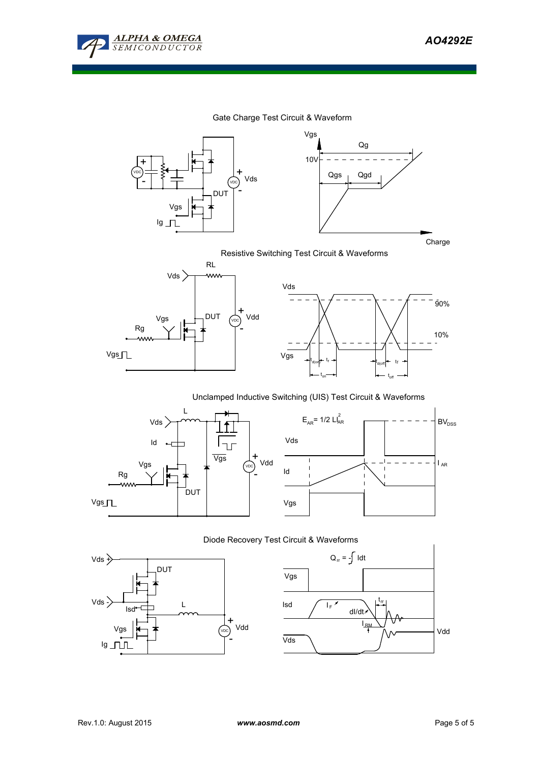## Gate Charge Test Circuit & Waveform

VDC
+
-
Vds
+
-
VDC
DUT
Vgs
Ig

Vgs
10V
Qg
Qgs
Qgd
Charge

## Resistive Switching Test Circuit & Waveforms

RL
Vds
Vgs
DUT
Rg
Vgs
+
VDC
Vdd
-

Vds
90%
10%
Vgs
$t_{d(on)}$
$t_r$
$t_{on}$
$t_{d(off)}$
$t_f$
$t_{off}$

## Unclamped Inductive Switching (UIS) Test Circuit & Waveforms

L
Vds
Id
Vgs
Rg
Vgs
DUT
$\overline{Vgs}$
+
VDC
Vdd
-

$E_{AR} = 1/2\ LI_{AR}^2$
$BV_{DSS}$
Vds
Id
$I_{AR}$
Vgs

## Diode Recovery Test Circuit & Waveforms

Vds +
DUT
Vds -
Isd
L
Vgs
Ig
+
VDC
Vdd
-

$Q_{rr} = -\int Idt$
Vgs
Isd
$I_F$
$t_{rr}$
dI/dt
$I_{RM}$
Vds
Vdd